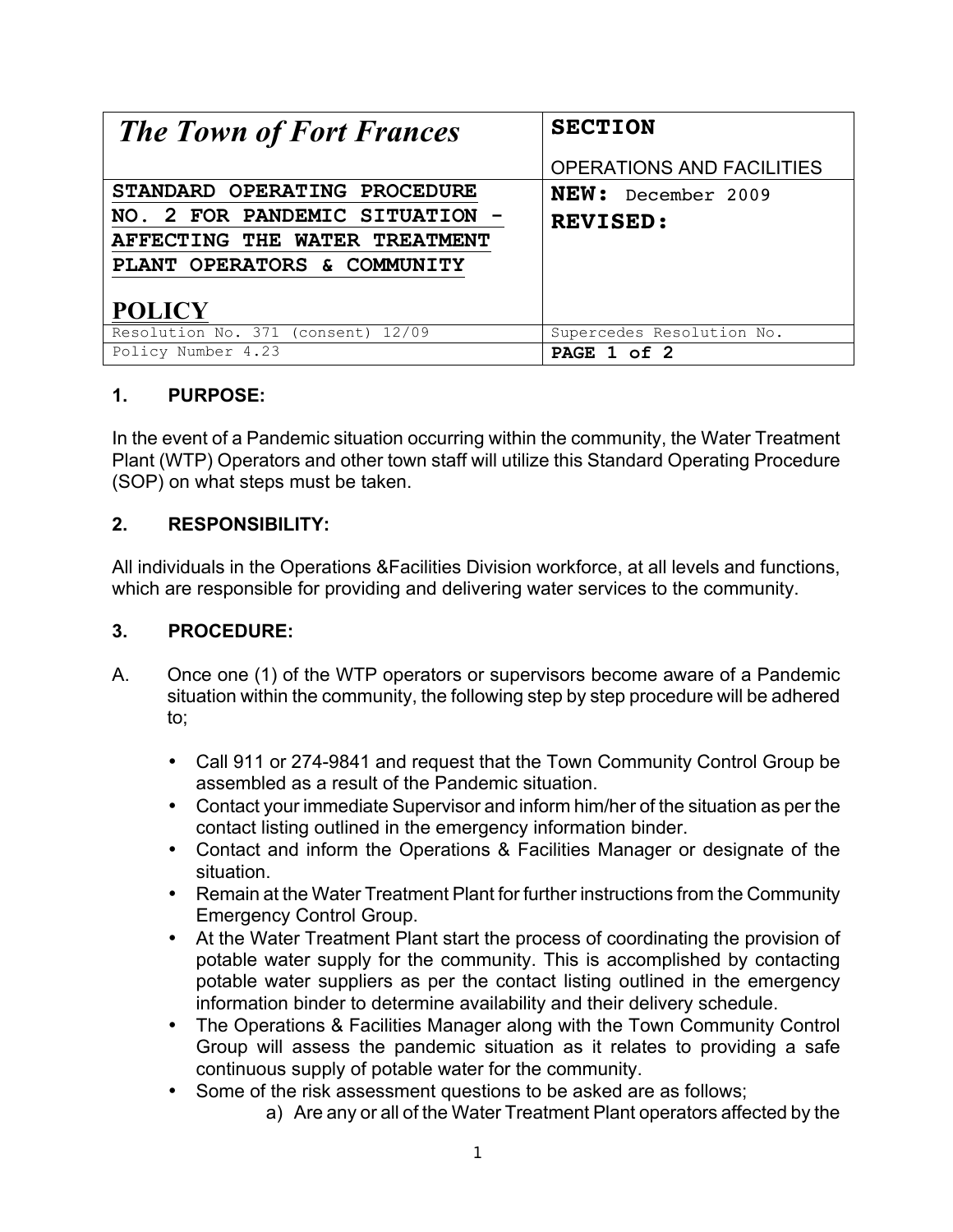| *The Town of Fort Frances* | **SECTION**<br>OPERATIONS AND FACILITIES |
|---|---|
| **STANDARD OPERATING PROCEDURE NO. 2 FOR PANDEMIC SITUATION - AFFECTING THE WATER TREATMENT PLANT OPERATORS & COMMUNITY**<br><br>**POLICY** | **NEW:** December 2009<br>**REVISED:** |
| Resolution No. 371 (consent) 12/09 | Supercedes Resolution No. |
| Policy Number 4.23 | **PAGE 1 of 2** |

## 1. PURPOSE:

In the event of a Pandemic situation occurring within the community, the Water Treatment Plant (WTP) Operators and other town staff will utilize this Standard Operating Procedure (SOP) on what steps must be taken.

## 2. RESPONSIBILITY:

All individuals in the Operations &Facilities Division workforce, at all levels and functions, which are responsible for providing and delivering water services to the community.

## 3. PROCEDURE:

A. Once one (1) of the WTP operators or supervisors become aware of a Pandemic situation within the community, the following step by step procedure will be adhered to;

- Call 911 or 274-9841 and request that the Town Community Control Group be assembled as a result of the Pandemic situation.
- Contact your immediate Supervisor and inform him/her of the situation as per the contact listing outlined in the emergency information binder.
- Contact and inform the Operations & Facilities Manager or designate of the situation.
- Remain at the Water Treatment Plant for further instructions from the Community Emergency Control Group.
- At the Water Treatment Plant start the process of coordinating the provision of potable water supply for the community. This is accomplished by contacting potable water suppliers as per the contact listing outlined in the emergency information binder to determine availability and their delivery schedule.
- The Operations & Facilities Manager along with the Town Community Control Group will assess the pandemic situation as it relates to providing a safe continuous supply of potable water for the community.
- Some of the risk assessment questions to be asked are as follows;
    a) Are any or all of the Water Treatment Plant operators affected by the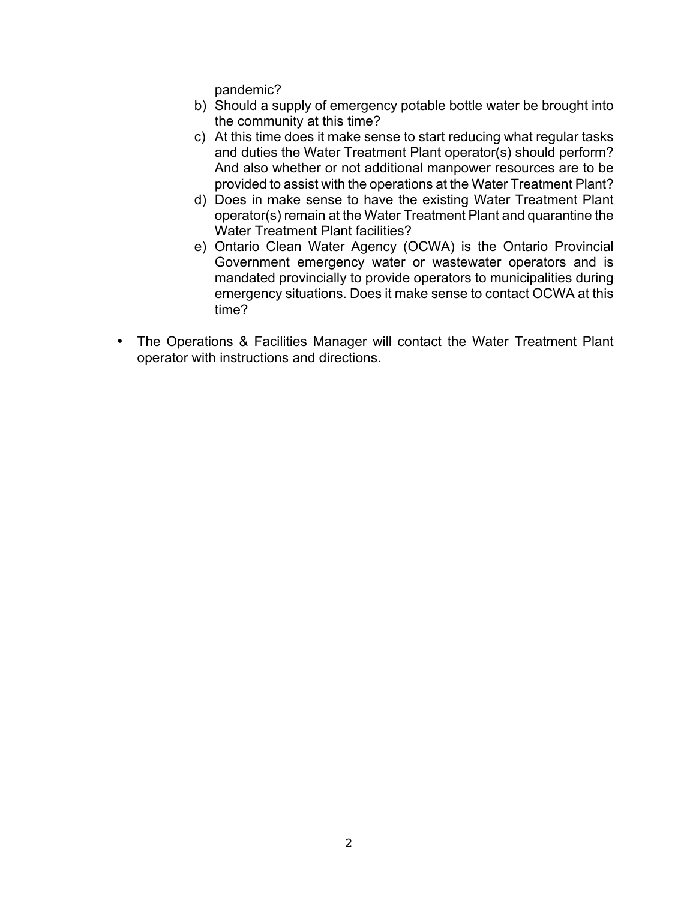pandemic?

b) Should a supply of emergency potable bottle water be brought into the community at this time?
c) At this time does it make sense to start reducing what regular tasks and duties the Water Treatment Plant operator(s) should perform? And also whether or not additional manpower resources are to be provided to assist with the operations at the Water Treatment Plant?
d) Does in make sense to have the existing Water Treatment Plant operator(s) remain at the Water Treatment Plant and quarantine the Water Treatment Plant facilities?
e) Ontario Clean Water Agency (OCWA) is the Ontario Provincial Government emergency water or wastewater operators and is mandated provincially to provide operators to municipalities during emergency situations. Does it make sense to contact OCWA at this time?

- The Operations & Facilities Manager will contact the Water Treatment Plant operator with instructions and directions.